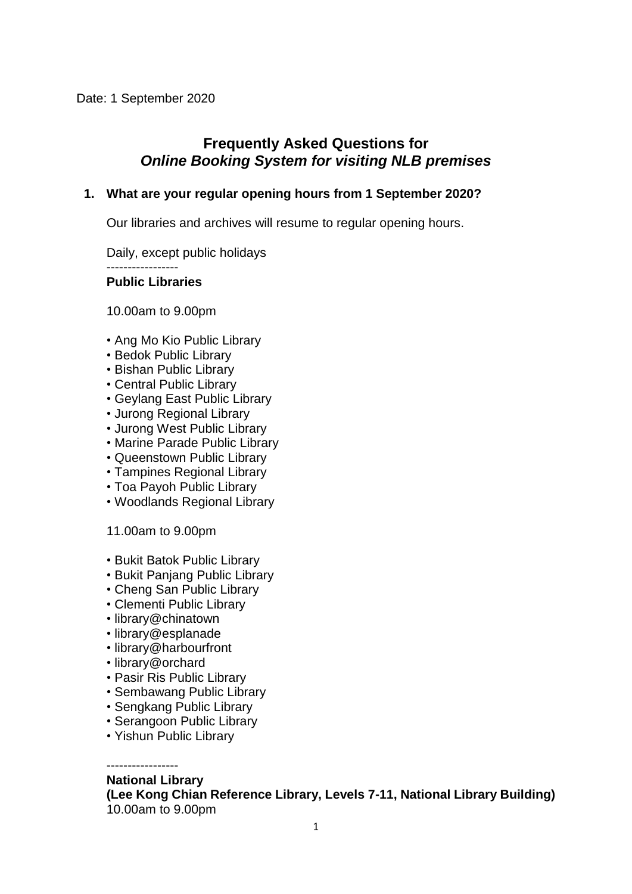Date: 1 September 2020

# Frequently Asked Questions for *Online Booking System for visiting NLB premises*

**1. What are your regular opening hours from 1 September 2020?**

Our libraries and archives will resume to regular opening hours.

Daily, except public holidays

-----------------

**Public Libraries**

10.00am to 9.00pm

- Ang Mo Kio Public Library
- Bedok Public Library
- Bishan Public Library
- Central Public Library
- Geylang East Public Library
- Jurong Regional Library
- Jurong West Public Library
- Marine Parade Public Library
- Queenstown Public Library
- Tampines Regional Library
- Toa Payoh Public Library
- Woodlands Regional Library

11.00am to 9.00pm

- Bukit Batok Public Library
- Bukit Panjang Public Library
- Cheng San Public Library
- Clementi Public Library
- library@chinatown
- library@esplanade
- library@harbourfront
- library@orchard
- Pasir Ris Public Library
- Sembawang Public Library
- Sengkang Public Library
- Serangoon Public Library
- Yishun Public Library

-----------------

**National Library**
**(Lee Kong Chian Reference Library, Levels 7-11, National Library Building)**
10.00am to 9.00pm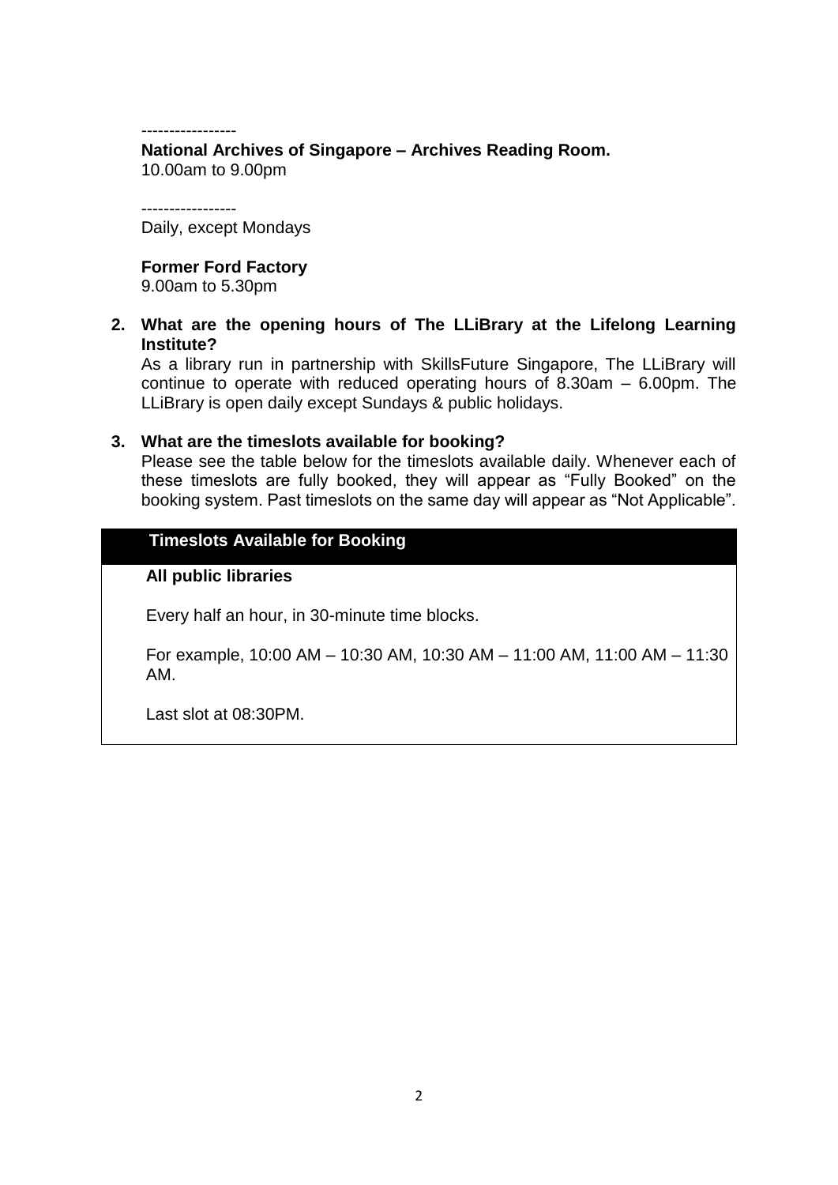-----------------

**National Archives of Singapore – Archives Reading Room.**
10.00am to 9.00pm

-----------------

Daily, except Mondays

**Former Ford Factory**
9.00am to 5.30pm

2. **What are the opening hours of The LLiBrary at the Lifelong Learning Institute?**
   As a library run in partnership with SkillsFuture Singapore, The LLiBrary will continue to operate with reduced operating hours of 8.30am – 6.00pm. The LLiBrary is open daily except Sundays & public holidays.

3. **What are the timeslots available for booking?**
   Please see the table below for the timeslots available daily. Whenever each of these timeslots are fully booked, they will appear as "Fully Booked" on the booking system. Past timeslots on the same day will appear as "Not Applicable".

| Timeslots Available for Booking |
| --- |
| **All public libraries**<br><br>Every half an hour, in 30-minute time blocks.<br><br>For example, 10:00 AM – 10:30 AM, 10:30 AM – 11:00 AM, 11:00 AM – 11:30 AM.<br><br>Last slot at 08:30PM. |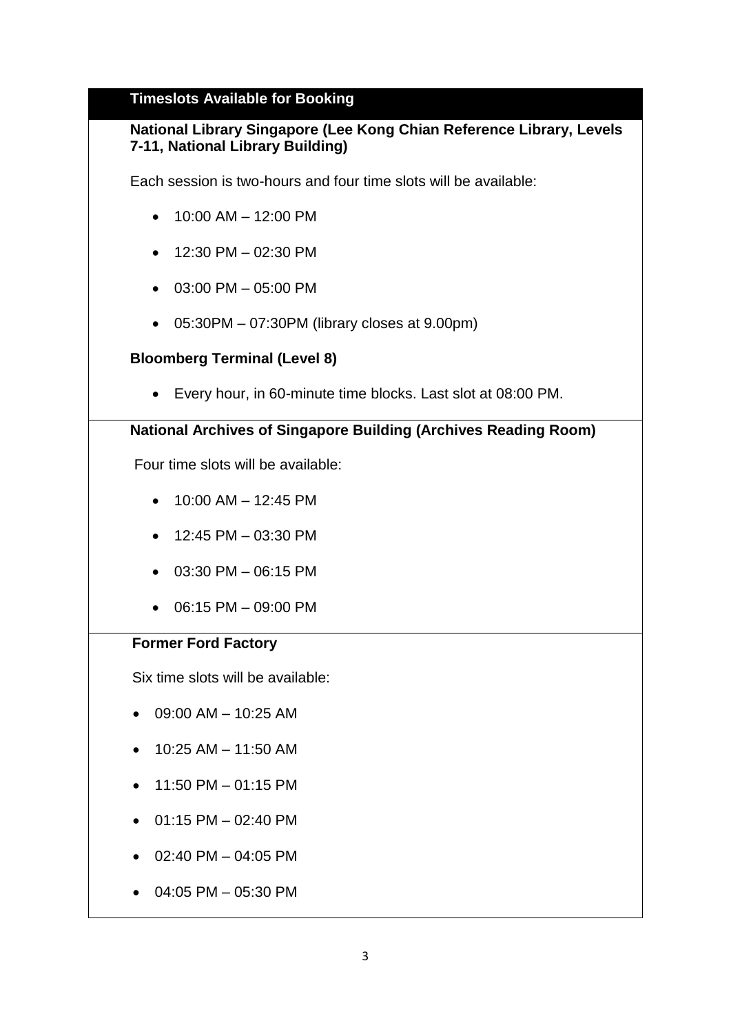## Timeslots Available for Booking

### National Library Singapore (Lee Kong Chian Reference Library, Levels 7-11, National Library Building)

Each session is two-hours and four time slots will be available:

- 10:00 AM – 12:00 PM
- 12:30 PM – 02:30 PM
- 03:00 PM – 05:00 PM
- 05:30PM – 07:30PM (library closes at 9.00pm)

### Bloomberg Terminal (Level 8)

- Every hour, in 60-minute time blocks. Last slot at 08:00 PM.

### National Archives of Singapore Building (Archives Reading Room)

Four time slots will be available:

- 10:00 AM – 12:45 PM
- 12:45 PM – 03:30 PM
- 03:30 PM – 06:15 PM
- 06:15 PM – 09:00 PM

### Former Ford Factory

Six time slots will be available:

- 09:00 AM – 10:25 AM
- 10:25 AM – 11:50 AM
- 11:50 PM – 01:15 PM
- 01:15 PM – 02:40 PM
- 02:40 PM – 04:05 PM
- 04:05 PM – 05:30 PM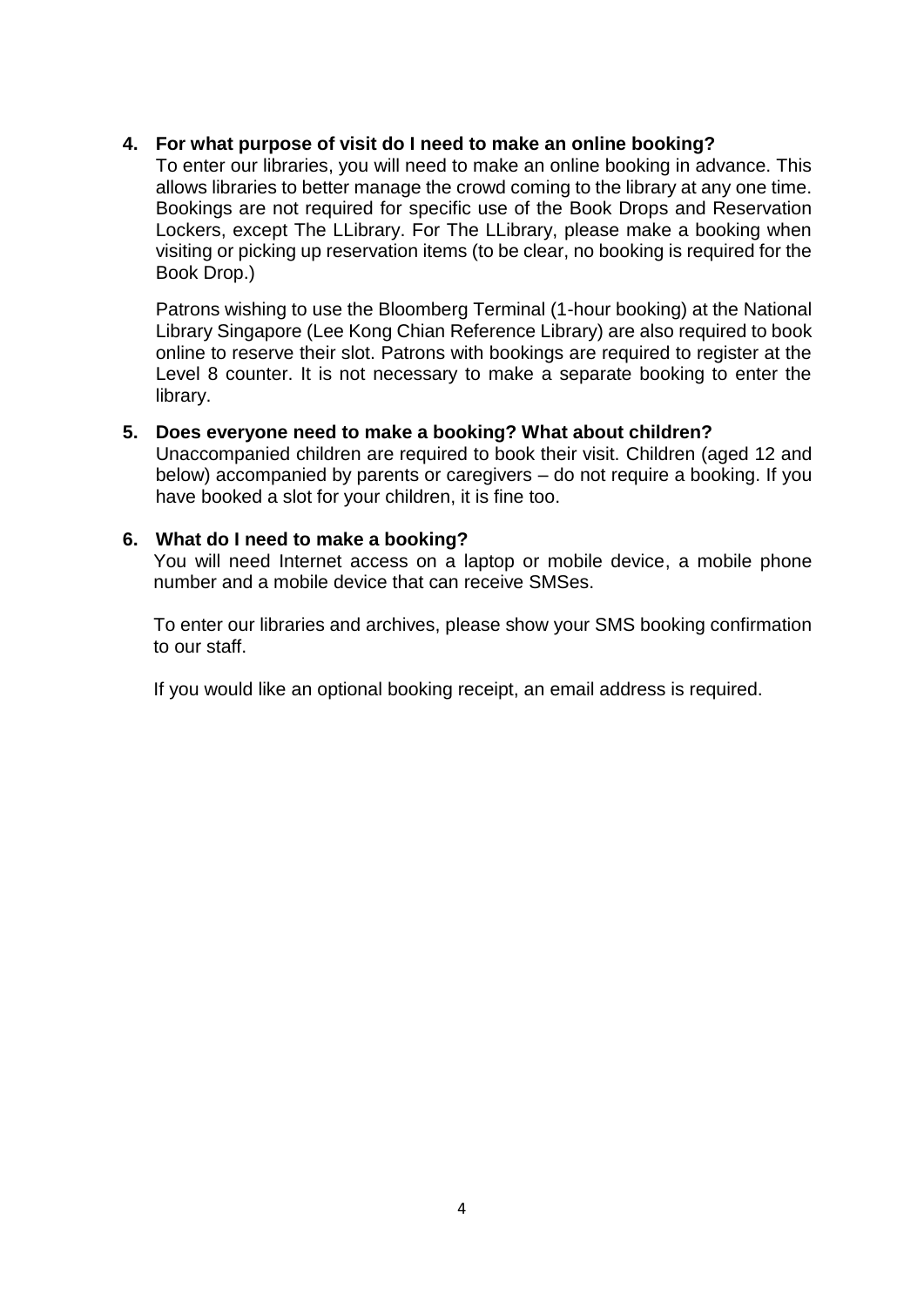**4. For what purpose of visit do I need to make an online booking?**

To enter our libraries, you will need to make an online booking in advance. This allows libraries to better manage the crowd coming to the library at any one time. Bookings are not required for specific use of the Book Drops and Reservation Lockers, except The LLibrary. For The LLibrary, please make a booking when visiting or picking up reservation items (to be clear, no booking is required for the Book Drop.)

Patrons wishing to use the Bloomberg Terminal (1-hour booking) at the National Library Singapore (Lee Kong Chian Reference Library) are also required to book online to reserve their slot. Patrons with bookings are required to register at the Level 8 counter. It is not necessary to make a separate booking to enter the library.

**5. Does everyone need to make a booking? What about children?**

Unaccompanied children are required to book their visit. Children (aged 12 and below) accompanied by parents or caregivers – do not require a booking. If you have booked a slot for your children, it is fine too.

**6. What do I need to make a booking?**

You will need Internet access on a laptop or mobile device, a mobile phone number and a mobile device that can receive SMSes.

To enter our libraries and archives, please show your SMS booking confirmation to our staff.

If you would like an optional booking receipt, an email address is required.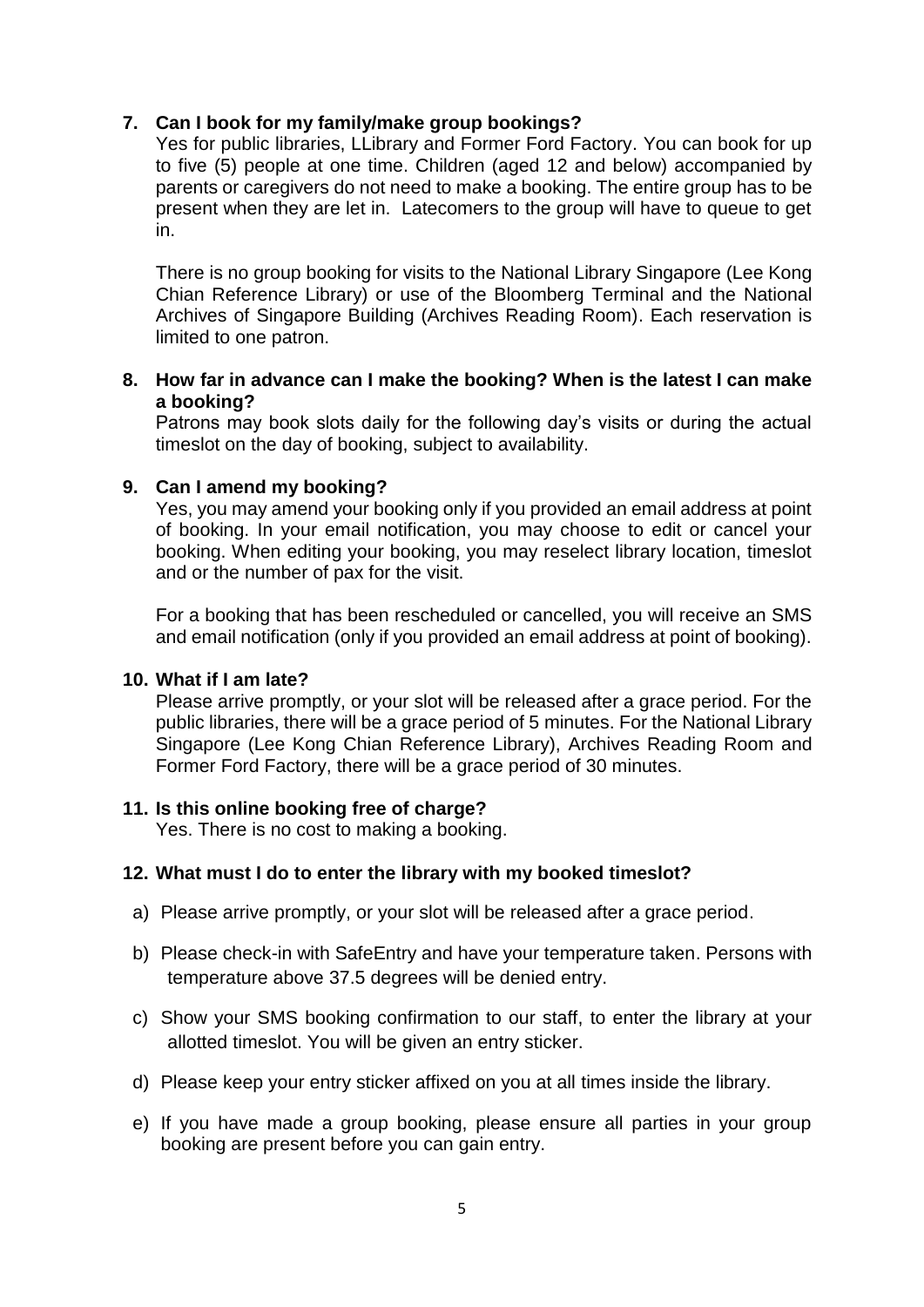**7. Can I book for my family/make group bookings?**

Yes for public libraries, LLibrary and Former Ford Factory. You can book for up to five (5) people at one time. Children (aged 12 and below) accompanied by parents or caregivers do not need to make a booking. The entire group has to be present when they are let in. Latecomers to the group will have to queue to get in.

There is no group booking for visits to the National Library Singapore (Lee Kong Chian Reference Library) or use of the Bloomberg Terminal and the National Archives of Singapore Building (Archives Reading Room). Each reservation is limited to one patron.

**8. How far in advance can I make the booking? When is the latest I can make a booking?**

Patrons may book slots daily for the following day's visits or during the actual timeslot on the day of booking, subject to availability.

**9. Can I amend my booking?**

Yes, you may amend your booking only if you provided an email address at point of booking. In your email notification, you may choose to edit or cancel your booking. When editing your booking, you may reselect library location, timeslot and or the number of pax for the visit.

For a booking that has been rescheduled or cancelled, you will receive an SMS and email notification (only if you provided an email address at point of booking).

**10. What if I am late?**

Please arrive promptly, or your slot will be released after a grace period. For the public libraries, there will be a grace period of 5 minutes. For the National Library Singapore (Lee Kong Chian Reference Library), Archives Reading Room and Former Ford Factory, there will be a grace period of 30 minutes.

**11. Is this online booking free of charge?**

Yes. There is no cost to making a booking.

**12. What must I do to enter the library with my booked timeslot?**

a) Please arrive promptly, or your slot will be released after a grace period.

b) Please check-in with SafeEntry and have your temperature taken. Persons with temperature above 37.5 degrees will be denied entry.

c) Show your SMS booking confirmation to our staff, to enter the library at your allotted timeslot. You will be given an entry sticker.

d) Please keep your entry sticker affixed on you at all times inside the library.

e) If you have made a group booking, please ensure all parties in your group booking are present before you can gain entry.